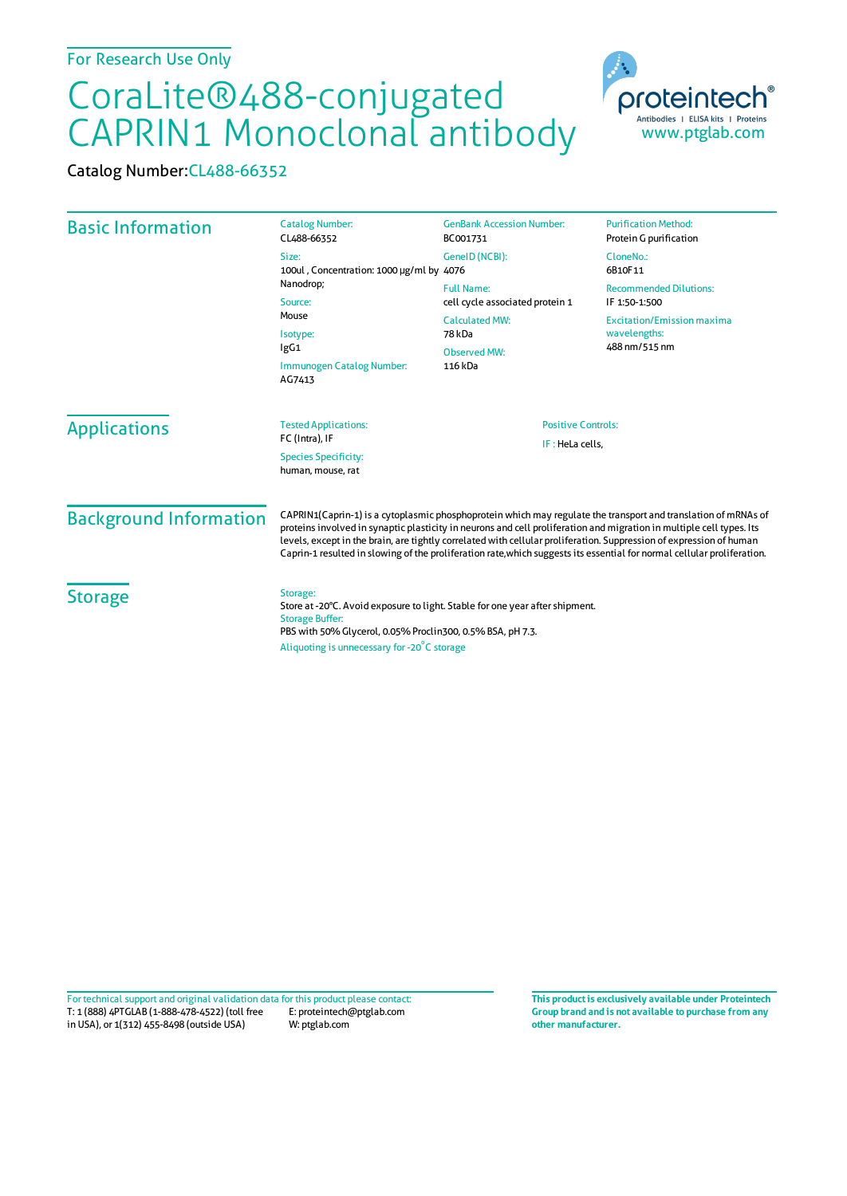For Research Use Only

# CoraLite®488-conjugated CAPRIN1 Monoclonal antibody

Catalog Number: CL488-66352

## Basic Information

Catalog Number:
CL488-66352

Size:
100ul , Concentration: 1000 μg/ml by Nanodrop;

Source:
Mouse

Isotype:
IgG1

Immunogen Catalog Number:
AG7413

GenBank Accession Number:
BC001731

GeneID (NCBI):
4076

Full Name:
cell cycle associated protein 1

Calculated MW:
78 kDa

Observed MW:
116 kDa

Purification Method:
Protein G purification

CloneNo.:
6B10F11

Recommended Dilutions:
IF 1:50-1:500

Excitation/Emission maxima wavelengths:
488 nm/515 nm

## Applications

Tested Applications:
FC (Intra), IF

Species Specificity:
human, mouse, rat

Positive Controls:
IF : HeLa cells,

## Background Information

CAPRIN1(Caprin-1) is a cytoplasmic phosphoprotein which may regulate the transport and translation of mRNAs of proteins involved in synaptic plasticity in neurons and cell proliferation and migration in multiple cell types. Its levels, except in the brain, are tightly correlated with cellular proliferation. Suppression of expression of human Caprin-1 resulted in slowing of the proliferation rate,which suggests its essential for normal cellular proliferation.

## Storage

Storage:
Store at -20°C. Avoid exposure to light. Stable for one year after shipment.

Storage Buffer:
PBS with 50% Glycerol, 0.05% Proclin300, 0.5% BSA, pH 7.3.

Aliquoting is unnecessary for -20°C storage

For technical support and original validation data for this product please contact:
T: 1 (888) 4PTGLAB (1-888-478-4522) (toll free in USA), or 1(312) 455-8498 (outside USA)
E: proteintech@ptglab.com
W: ptglab.com

**This product is exclusively available under Proteintech Group brand and is not available to purchase from any other manufacturer.**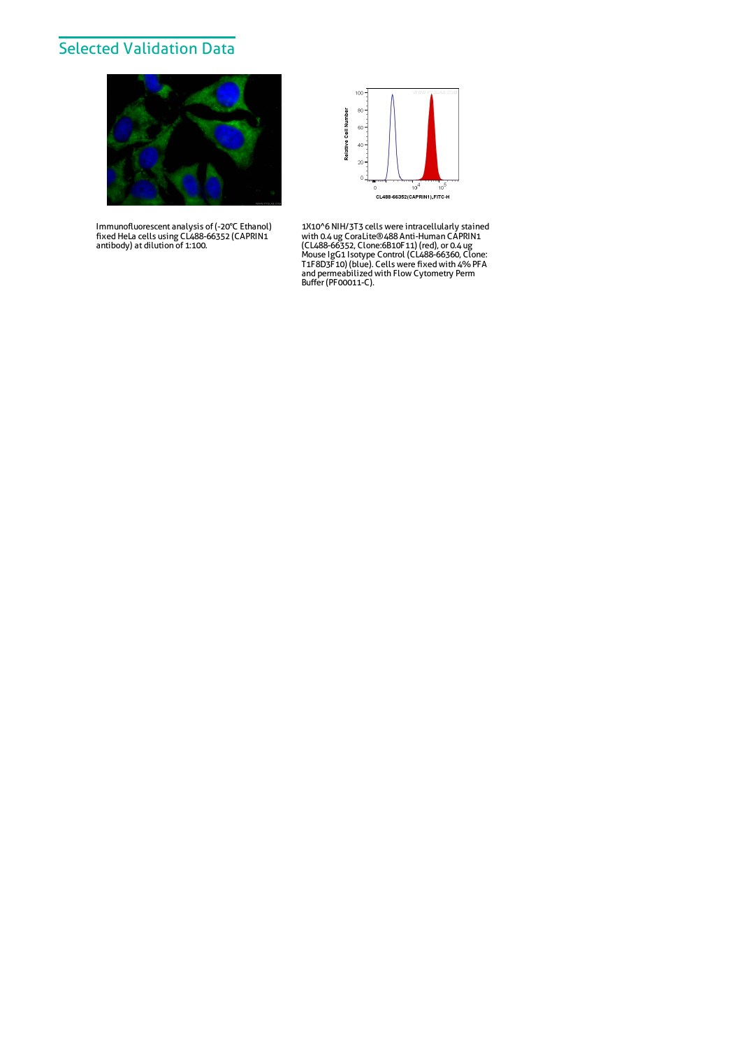## Selected Validation Data

Relative Cell Number

100
80
60
40
20
0

0
$10^4$
$10^5$

CL488-66352(CAPRIN1),FITC-H

Immunofluorescent analysis of (-20°C Ethanol) fixed HeLa cells using CL488-66352 (CAPRIN1 antibody) at dilution of 1:100.

1X10^6 NIH/3T3 cells were intracellularly stained with 0.4 ug CoraLite®488 Anti-Human CAPRIN1 (CL488-66352, Clone:6B10F11) (red), or 0.4 ug Mouse IgG1 Isotype Control (CL488-66360, Clone: T1F8D3F10) (blue). Cells were fixed with 4% PFA and permeabilized with Flow Cytometry Perm Buffer (PF00011-C).